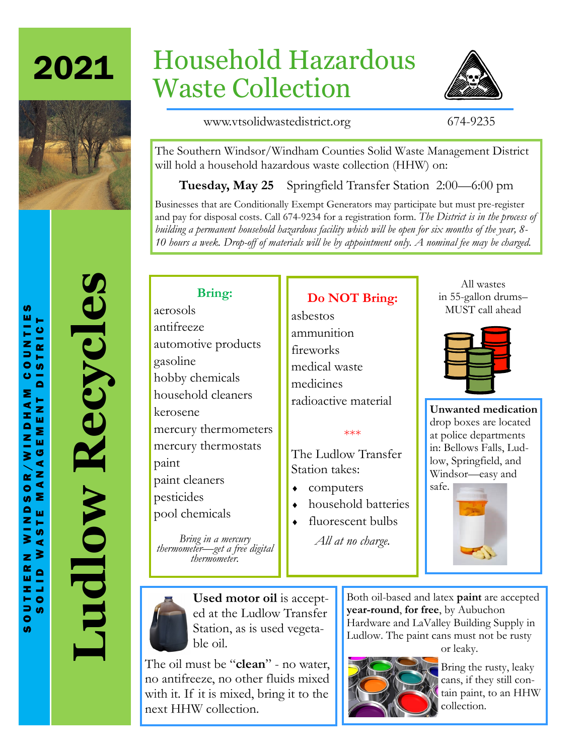# 2021

# Ludlow Recycles

SOUTHERN WINDSOR/WINDHAM COUNTIES SOLID WASTE MANAGEMENT DISTRICT

## Household Hazardous Waste Collection

www.vtsolidwastedistrict.org 674-9235

The Southern Windsor/Windham Counties Solid Waste Management District will hold a household hazardous waste collection (HHW) on:

**Tuesday, May 25** Springfield Transfer Station 2:00—6:00 pm

Businesses that are Conditionally Exempt Generators may participate but must pre-register and pay for disposal costs. Call 674-9234 for a registration form. *The District is in the process of building a permanent household hazardous facility which will be open for six months of the year, 8-10 hours a week. Drop-off of materials will be by appointment only. A nominal fee may be charged.*

### Bring:

aerosols
antifreeze
automotive products
gasoline
hobby chemicals
household cleaners
kerosene
mercury thermometers
mercury thermostats
paint
paint cleaners
pesticides
pool chemicals

*Bring in a mercury thermometer—get a free digital thermometer.*

### Do NOT Bring:

asbestos
ammunition
fireworks
medical waste
medicines
radioactive material

\*\*\*

The Ludlow Transfer Station takes:

- computers
- household batteries
- fluorescent bulbs

*All at no charge.*

All wastes in 55-gallon drums–MUST call ahead

**Unwanted medication** drop boxes are located at police departments in: Bellows Falls, Ludlow, Springfield, and Windsor—easy and safe.

**Used motor oil** is accepted at the Ludlow Transfer Station, as is used vegetable oil.

The oil must be "**clean**" - no water, no antifreeze, no other fluids mixed with it. If it is mixed, bring it to the next HHW collection.

Both oil-based and latex **paint** are accepted **year-round**, **for free**, by Aubuchon Hardware and LaValley Building Supply in Ludlow. The paint cans must not be rusty or leaky.

Bring the rusty, leaky cans, if they still contain paint, to an HHW collection.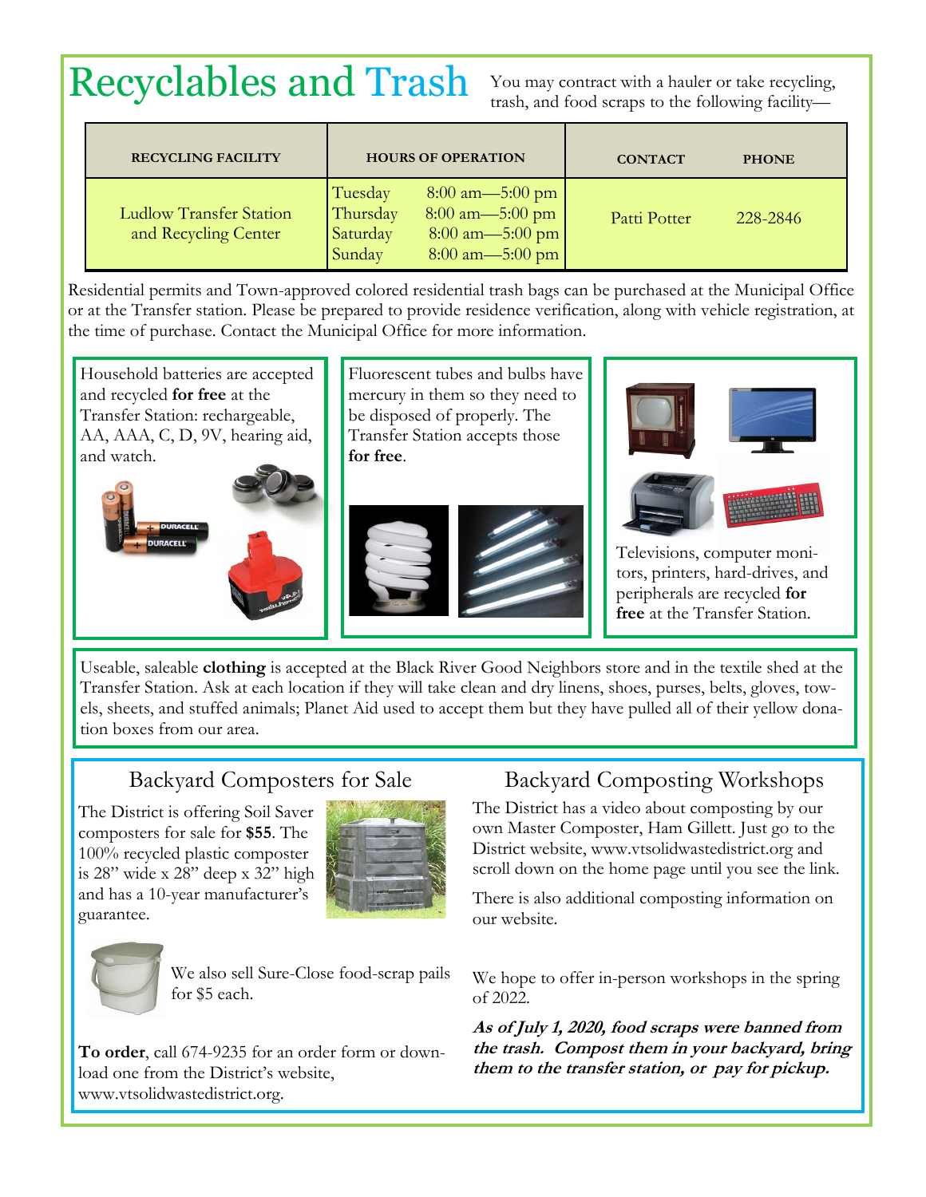# Recyclables and Trash

You may contract with a hauler or take recycling, trash, and food scraps to the following facility—

| RECYCLING FACILITY | HOURS OF OPERATION | | CONTACT | PHONE |
|---|---|---|---|---|
| Ludlow Transfer Station and Recycling Center | Tuesday | 8:00 am—5:00 pm | Patti Potter | 228-2846 |
| | Thursday | 8:00 am—5:00 pm | | |
| | Saturday | 8:00 am—5:00 pm | | |
| | Sunday | 8:00 am—5:00 pm | | |

Residential permits and Town-approved colored residential trash bags can be purchased at the Municipal Office or at the Transfer station. Please be prepared to provide residence verification, along with vehicle registration, at the time of purchase. Contact the Municipal Office for more information.

Household batteries are accepted and recycled **for free** at the Transfer Station: rechargeable, AA, AAA, C, D, 9V, hearing aid, and watch.

Fluorescent tubes and bulbs have mercury in them so they need to be disposed of properly. The Transfer Station accepts those **for free**.

Televisions, computer monitors, printers, hard-drives, and peripherals are recycled **for free** at the Transfer Station.

Useable, saleable **clothing** is accepted at the Black River Good Neighbors store and in the textile shed at the Transfer Station. Ask at each location if they will take clean and dry linens, shoes, purses, belts, gloves, towels, sheets, and stuffed animals; Planet Aid used to accept them but they have pulled all of their yellow donation boxes from our area.

## Backyard Composters for Sale

The District is offering Soil Saver composters for sale for **$55**. The 100% recycled plastic composter is 28" wide x 28" deep x 32" high and has a 10-year manufacturer's guarantee.

We also sell Sure-Close food-scrap pails for $5 each.

**To order**, call 674-9235 for an order form or download one from the District's website, www.vtsolidwastedistrict.org.

## Backyard Composting Workshops

The District has a video about composting by our own Master Composter, Ham Gillett. Just go to the District website, www.vtsolidwastedistrict.org and scroll down on the home page until you see the link.

There is also additional composting information on our website.

We hope to offer in-person workshops in the spring of 2022.

***As of July 1, 2020, food scraps were banned from the trash. Compost them in your backyard, bring them to the transfer station, or pay for pickup.***